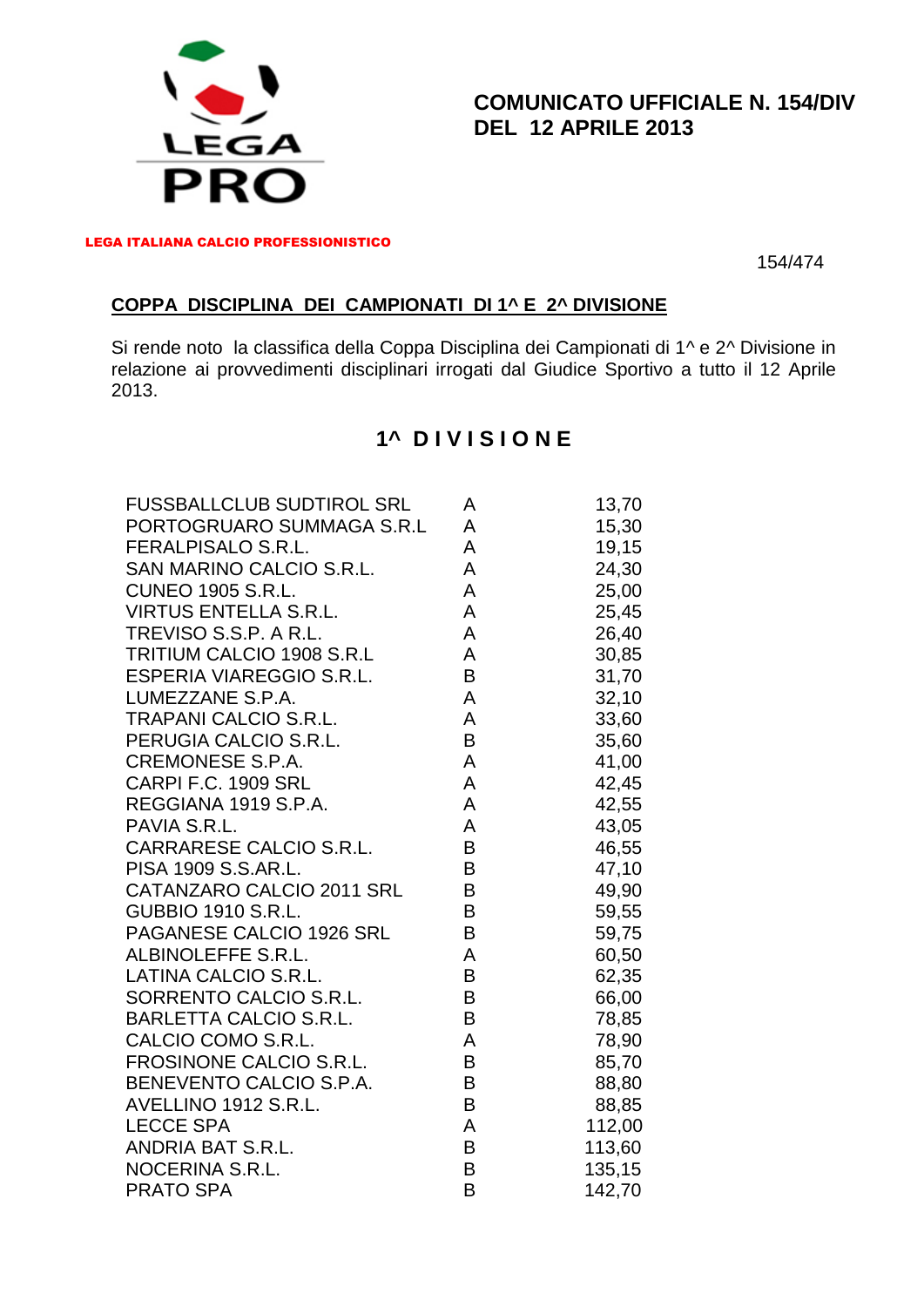# COMUNICATO UFFICIALE N. 154/DIV DEL 12 APRILE 2013

LEGA ITALIANA CALCIO PROFESSIONISTICO

154/474

## COPPA DISCIPLINA DEI CAMPIONATI DI 1^ E 2^ DIVISIONE

Si rende noto la classifica della Coppa Disciplina dei Campionati di 1^ e 2^ Divisione in relazione ai provvedimenti disciplinari irrogati dal Giudice Sportivo a tutto il 12 Aprile 2013.

### 1^ DIVISIONE

| | | |
|---|---|---|
| FUSSBALLCLUB SUDTIROL SRL | A | 13,70 |
| PORTOGRUARO SUMMAGA S.R.L | A | 15,30 |
| FERALPISALO S.R.L. | A | 19,15 |
| SAN MARINO CALCIO S.R.L. | A | 24,30 |
| CUNEO 1905 S.R.L. | A | 25,00 |
| VIRTUS ENTELLA S.R.L. | A | 25,45 |
| TREVISO S.S.P. A R.L. | A | 26,40 |
| TRITIUM CALCIO 1908 S.R.L | A | 30,85 |
| ESPERIA VIAREGGIO S.R.L. | B | 31,70 |
| LUMEZZANE S.P.A. | A | 32,10 |
| TRAPANI CALCIO S.R.L. | A | 33,60 |
| PERUGIA CALCIO S.R.L. | B | 35,60 |
| CREMONESE S.P.A. | A | 41,00 |
| CARPI F.C. 1909 SRL | A | 42,45 |
| REGGIANA 1919 S.P.A. | A | 42,55 |
| PAVIA S.R.L. | A | 43,05 |
| CARRARESE CALCIO S.R.L. | B | 46,55 |
| PISA 1909 S.S.AR.L. | B | 47,10 |
| CATANZARO CALCIO 2011 SRL | B | 49,90 |
| GUBBIO 1910 S.R.L. | B | 59,55 |
| PAGANESE CALCIO 1926 SRL | B | 59,75 |
| ALBINOLEFFE S.R.L. | A | 60,50 |
| LATINA CALCIO S.R.L. | B | 62,35 |
| SORRENTO CALCIO S.R.L. | B | 66,00 |
| BARLETTA CALCIO S.R.L. | B | 78,85 |
| CALCIO COMO S.R.L. | A | 78,90 |
| FROSINONE CALCIO S.R.L. | B | 85,70 |
| BENEVENTO CALCIO S.P.A. | B | 88,80 |
| AVELLINO 1912 S.R.L. | B | 88,85 |
| LECCE SPA | A | 112,00 |
| ANDRIA BAT S.R.L. | B | 113,60 |
| NOCERINA S.R.L. | B | 135,15 |
| PRATO SPA | B | 142,70 |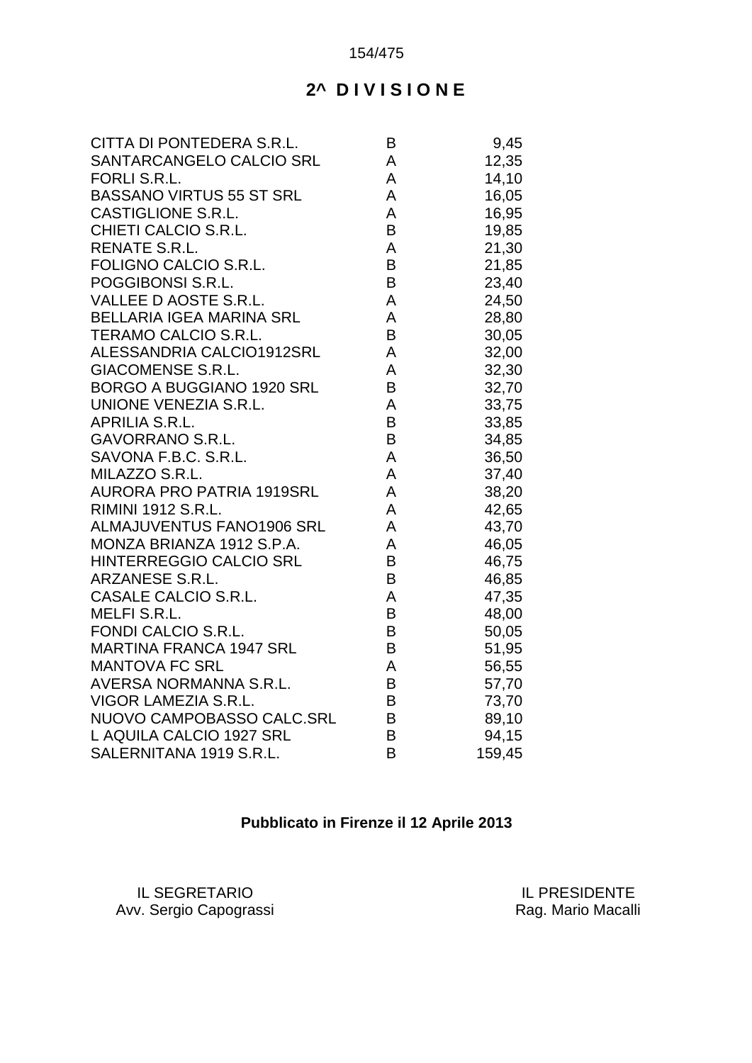## 2^ D I V I S I O N E

| | | |
|---|---|---|
| CITTA DI PONTEDERA S.R.L. | B | 9,45 |
| SANTARCANGELO CALCIO SRL | A | 12,35 |
| FORLI S.R.L. | A | 14,10 |
| BASSANO VIRTUS 55 ST SRL | A | 16,05 |
| CASTIGLIONE S.R.L. | A | 16,95 |
| CHIETI CALCIO S.R.L. | B | 19,85 |
| RENATE S.R.L. | A | 21,30 |
| FOLIGNO CALCIO S.R.L. | B | 21,85 |
| POGGIBONSI S.R.L. | B | 23,40 |
| VALLEE D AOSTE S.R.L. | A | 24,50 |
| BELLARIA IGEA MARINA SRL | A | 28,80 |
| TERAMO CALCIO S.R.L. | B | 30,05 |
| ALESSANDRIA CALCIO1912SRL | A | 32,00 |
| GIACOMENSE S.R.L. | A | 32,30 |
| BORGO A BUGGIANO 1920 SRL | B | 32,70 |
| UNIONE VENEZIA S.R.L. | A | 33,75 |
| APRILIA S.R.L. | B | 33,85 |
| GAVORRANO S.R.L. | B | 34,85 |
| SAVONA F.B.C. S.R.L. | A | 36,50 |
| MILAZZO S.R.L. | A | 37,40 |
| AURORA PRO PATRIA 1919SRL | A | 38,20 |
| RIMINI 1912 S.R.L. | A | 42,65 |
| ALMAJUVENTUS FANO1906 SRL | A | 43,70 |
| MONZA BRIANZA 1912 S.P.A. | A | 46,05 |
| HINTERREGGIO CALCIO SRL | B | 46,75 |
| ARZANESE S.R.L. | B | 46,85 |
| CASALE CALCIO S.R.L. | A | 47,35 |
| MELFI S.R.L. | B | 48,00 |
| FONDI CALCIO S.R.L. | B | 50,05 |
| MARTINA FRANCA 1947 SRL | B | 51,95 |
| MANTOVA FC SRL | A | 56,55 |
| AVERSA NORMANNA S.R.L. | B | 57,70 |
| VIGOR LAMEZIA S.R.L. | B | 73,70 |
| NUOVO CAMPOBASSO CALC.SRL | B | 89,10 |
| L AQUILA CALCIO 1927 SRL | B | 94,15 |
| SALERNITANA 1919 S.R.L. | B | 159,45 |

**Pubblicato in Firenze il 12 Aprile 2013**

IL SEGRETARIO
Avv. Sergio Capograssi

IL PRESIDENTE
Rag. Mario Macalli